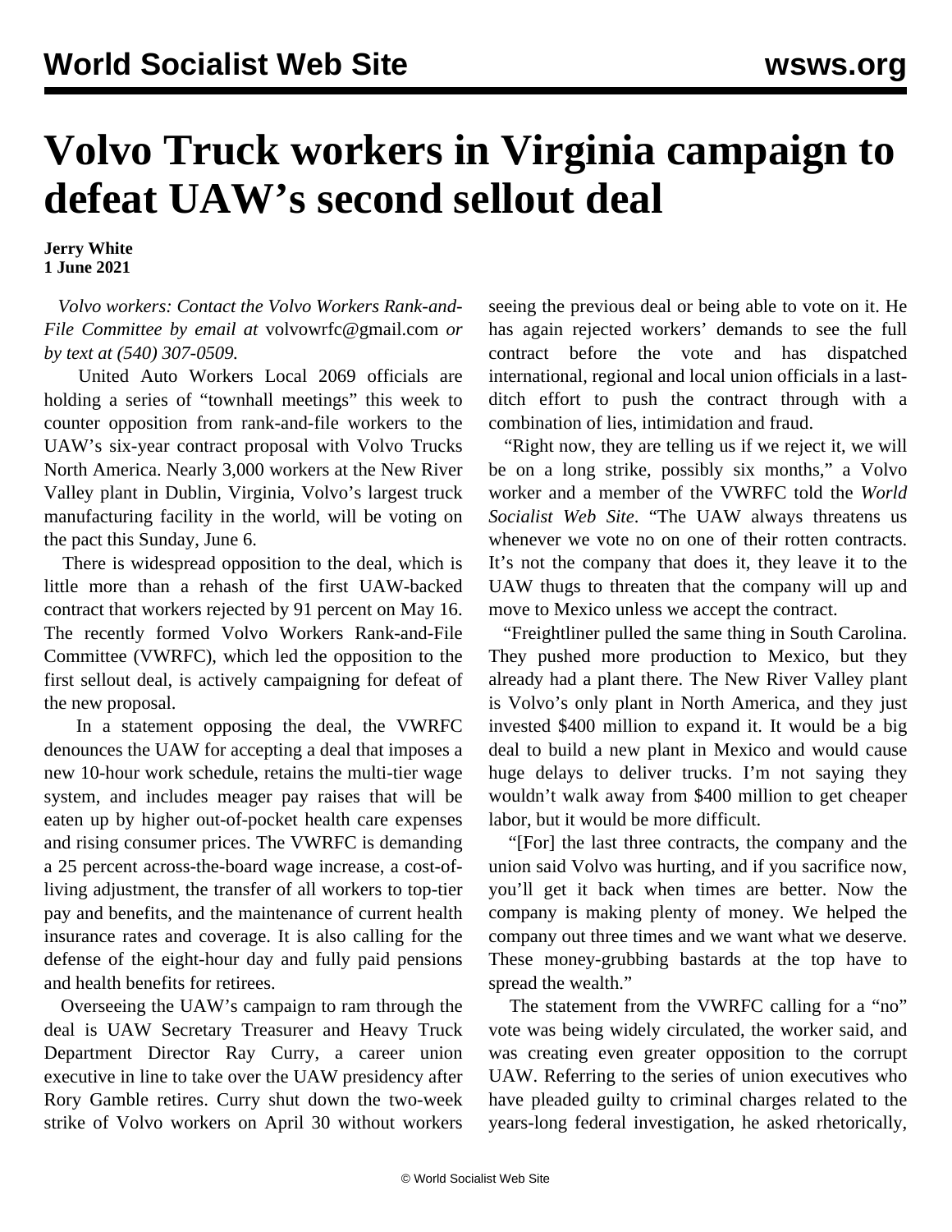# Volvo Truck workers in Virginia campaign to defeat UAW's second sellout deal

**Jerry White**
**1 June 2021**

*Volvo workers: Contact the Volvo Workers Rank-and-File Committee by email at* volvowrfc@gmail.com *or by text at (540) 307-0509.*

United Auto Workers Local 2069 officials are holding a series of "townhall meetings" this week to counter opposition from rank-and-file workers to the UAW's six-year contract proposal with Volvo Trucks North America. Nearly 3,000 workers at the New River Valley plant in Dublin, Virginia, Volvo's largest truck manufacturing facility in the world, will be voting on the pact this Sunday, June 6.

There is widespread opposition to the deal, which is little more than a rehash of the first UAW-backed contract that workers rejected by 91 percent on May 16. The recently formed Volvo Workers Rank-and-File Committee (VWRFC), which led the opposition to the first sellout deal, is actively campaigning for defeat of the new proposal.

In a statement opposing the deal, the VWRFC denounces the UAW for accepting a deal that imposes a new 10-hour work schedule, retains the multi-tier wage system, and includes meager pay raises that will be eaten up by higher out-of-pocket health care expenses and rising consumer prices. The VWRFC is demanding a 25 percent across-the-board wage increase, a cost-of-living adjustment, the transfer of all workers to top-tier pay and benefits, and the maintenance of current health insurance rates and coverage. It is also calling for the defense of the eight-hour day and fully paid pensions and health benefits for retirees.

Overseeing the UAW's campaign to ram through the deal is UAW Secretary Treasurer and Heavy Truck Department Director Ray Curry, a career union executive in line to take over the UAW presidency after Rory Gamble retires. Curry shut down the two-week strike of Volvo workers on April 30 without workers seeing the previous deal or being able to vote on it. He has again rejected workers' demands to see the full contract before the vote and has dispatched international, regional and local union officials in a last-ditch effort to push the contract through with a combination of lies, intimidation and fraud.

"Right now, they are telling us if we reject it, we will be on a long strike, possibly six months," a Volvo worker and a member of the VWRFC told the *World Socialist Web Site*. "The UAW always threatens us whenever we vote no on one of their rotten contracts. It's not the company that does it, they leave it to the UAW thugs to threaten that the company will up and move to Mexico unless we accept the contract.

"Freightliner pulled the same thing in South Carolina. They pushed more production to Mexico, but they already had a plant there. The New River Valley plant is Volvo's only plant in North America, and they just invested $400 million to expand it. It would be a big deal to build a new plant in Mexico and would cause huge delays to deliver trucks. I'm not saying they wouldn't walk away from $400 million to get cheaper labor, but it would be more difficult.

"[For] the last three contracts, the company and the union said Volvo was hurting, and if you sacrifice now, you'll get it back when times are better. Now the company is making plenty of money. We helped the company out three times and we want what we deserve. These money-grubbing bastards at the top have to spread the wealth."

The statement from the VWRFC calling for a "no" vote was being widely circulated, the worker said, and was creating even greater opposition to the corrupt UAW. Referring to the series of union executives who have pleaded guilty to criminal charges related to the years-long federal investigation, he asked rhetorically,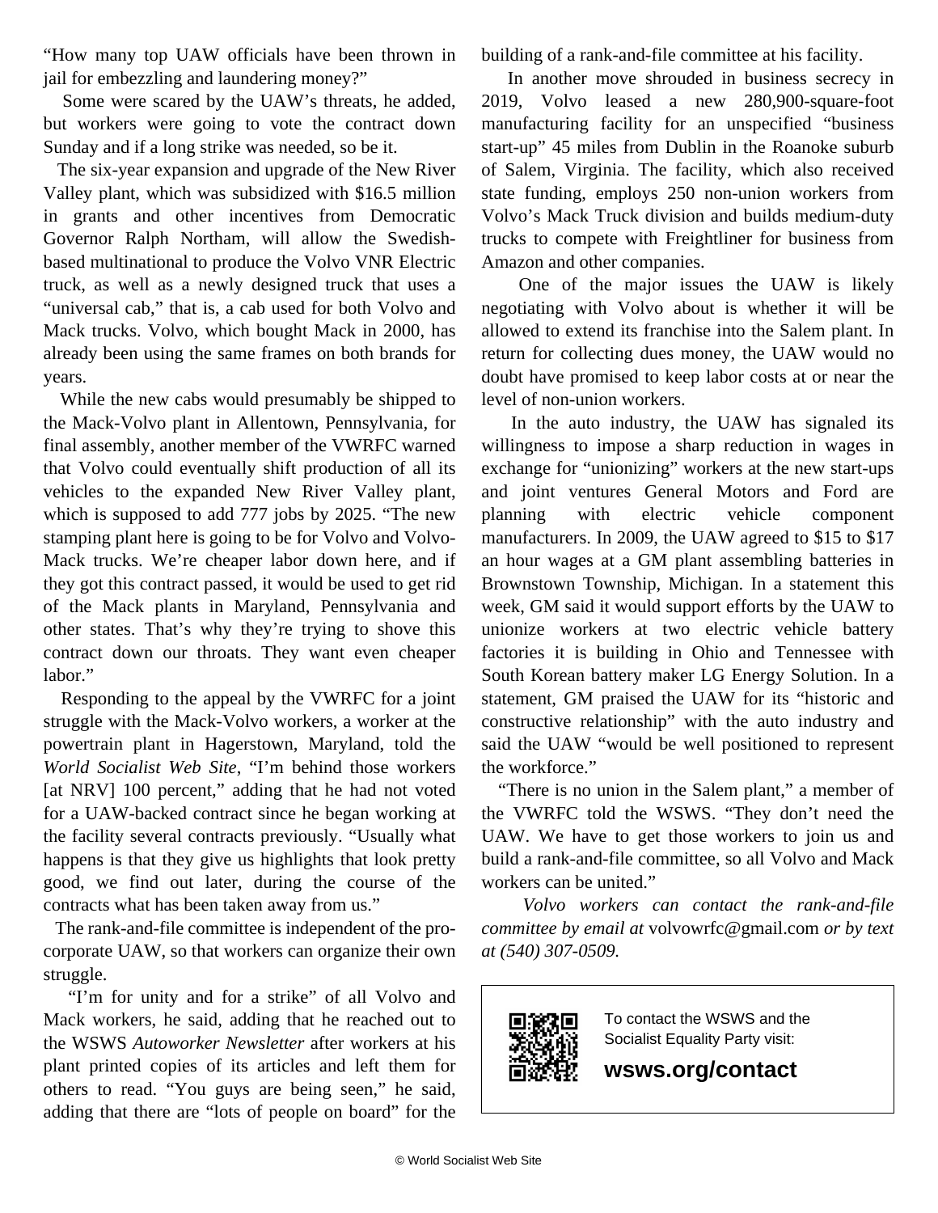"How many top UAW officials have been thrown in jail for embezzling and laundering money?"

Some were scared by the UAW's threats, he added, but workers were going to vote the contract down Sunday and if a long strike was needed, so be it.

The six-year expansion and upgrade of the New River Valley plant, which was subsidized with $16.5 million in grants and other incentives from Democratic Governor Ralph Northam, will allow the Swedish-based multinational to produce the Volvo VNR Electric truck, as well as a newly designed truck that uses a "universal cab," that is, a cab used for both Volvo and Mack trucks. Volvo, which bought Mack in 2000, has already been using the same frames on both brands for years.

While the new cabs would presumably be shipped to the Mack-Volvo plant in Allentown, Pennsylvania, for final assembly, another member of the VWRFC warned that Volvo could eventually shift production of all its vehicles to the expanded New River Valley plant, which is supposed to add 777 jobs by 2025. "The new stamping plant here is going to be for Volvo and Volvo-Mack trucks. We're cheaper labor down here, and if they got this contract passed, it would be used to get rid of the Mack plants in Maryland, Pennsylvania and other states. That's why they're trying to shove this contract down our throats. They want even cheaper labor."

Responding to the appeal by the VWRFC for a joint struggle with the Mack-Volvo workers, a worker at the powertrain plant in Hagerstown, Maryland, told the *World Socialist Web Site*, "I'm behind those workers [at NRV] 100 percent," adding that he had not voted for a UAW-backed contract since he began working at the facility several contracts previously. "Usually what happens is that they give us highlights that look pretty good, we find out later, during the course of the contracts what has been taken away from us."

The rank-and-file committee is independent of the pro-corporate UAW, so that workers can organize their own struggle.

"I'm for unity and for a strike" of all Volvo and Mack workers, he said, adding that he reached out to the WSWS *Autoworker Newsletter* after workers at his plant printed copies of its articles and left them for others to read. "You guys are being seen," he said, adding that there are "lots of people on board" for the building of a rank-and-file committee at his facility.

In another move shrouded in business secrecy in 2019, Volvo leased a new 280,900-square-foot manufacturing facility for an unspecified "business start-up" 45 miles from Dublin in the Roanoke suburb of Salem, Virginia. The facility, which also received state funding, employs 250 non-union workers from Volvo's Mack Truck division and builds medium-duty trucks to compete with Freightliner for business from Amazon and other companies.

One of the major issues the UAW is likely negotiating with Volvo about is whether it will be allowed to extend its franchise into the Salem plant. In return for collecting dues money, the UAW would no doubt have promised to keep labor costs at or near the level of non-union workers.

In the auto industry, the UAW has signaled its willingness to impose a sharp reduction in wages in exchange for "unionizing" workers at the new start-ups and joint ventures General Motors and Ford are planning with electric vehicle component manufacturers. In 2009, the UAW agreed to $15 to $17 an hour wages at a GM plant assembling batteries in Brownstown Township, Michigan. In a statement this week, GM said it would support efforts by the UAW to unionize workers at two electric vehicle battery factories it is building in Ohio and Tennessee with South Korean battery maker LG Energy Solution. In a statement, GM praised the UAW for its "historic and constructive relationship" with the auto industry and said the UAW "would be well positioned to represent the workforce."

"There is no union in the Salem plant," a member of the VWRFC told the WSWS. "They don't need the UAW. We have to get those workers to join us and build a rank-and-file committee, so all Volvo and Mack workers can be united."

*Volvo workers can contact the rank-and-file committee by email at* volvowrfc@gmail.com *or by text at (540) 307-0509.*

To contact the WSWS and the Socialist Equality Party visit:

**wsws.org/contact**